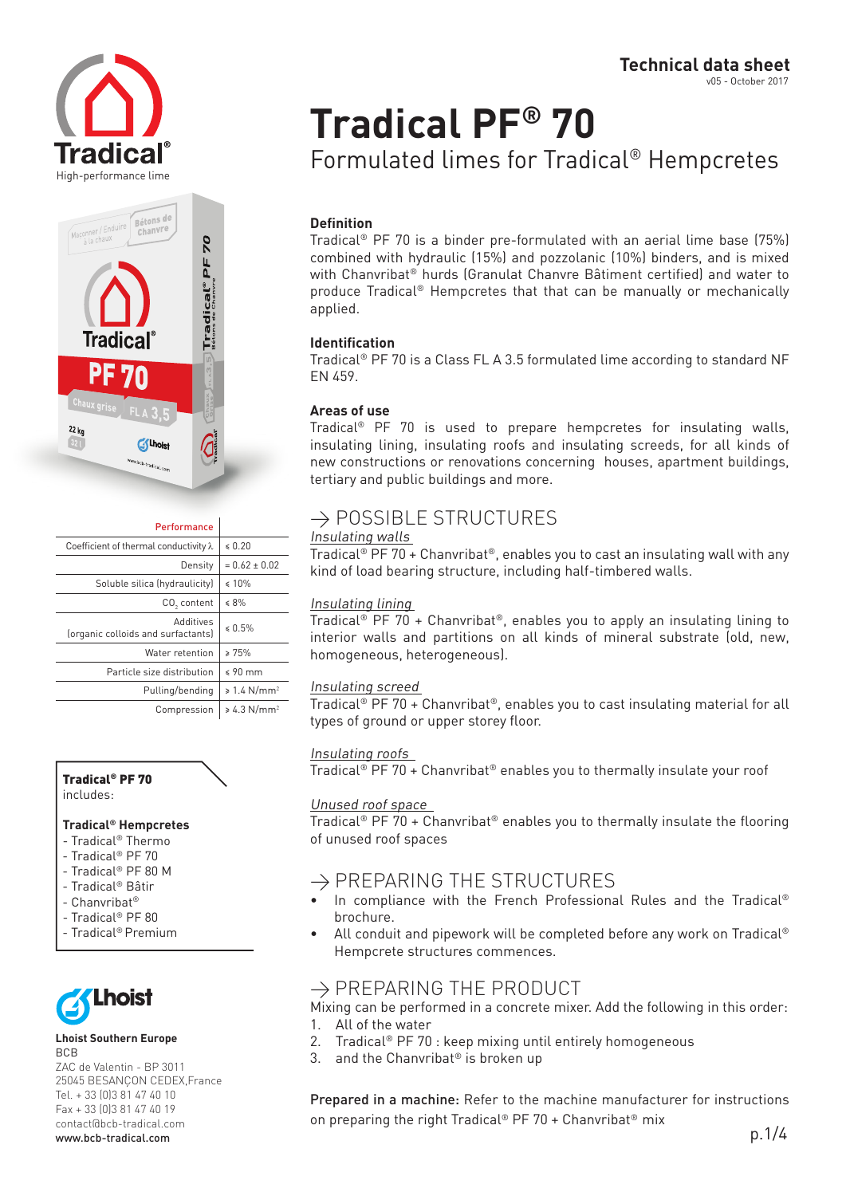**Technical data sheet**
v05 - October 2017

# Tradical PF® 70

## Formulated limes for Tradical® Hempcretes

**Tradical®**
High-performance lime

| Performance | |
|---|---|
| Coefficient of thermal conductivity λ | ≤ 0.20 |
| Density | = 0.62 ± 0.02 |
| Soluble silica (hydraulicity) | ≤ 10% |
| $CO_2$ content | ≤ 8% |
| Additives (organic colloids and surfactants) | ≤ 0.5% |
| Water retention | ≥ 75% |
| Particle size distribution | ≤ 90 mm |
| Pulling/bending | ≥ 1.4 N/mm² |
| Compression | ≥ 4.3 N/mm² |

**Tradical® PF 70**
includes:

**Tradical® Hempcretes**
- Tradical® Thermo
- Tradical® PF 70
- Tradical® PF 80 M
- Tradical® Bâtir
- Chanvribat®
- Tradical® PF 80
- Tradical® Premium

**Lhoist**

**Lhoist Southern Europe**
BCB
ZAC de Valentin - BP 3011
25045 BESANÇON CEDEX,France
Tel. + 33 (0)3 81 47 40 10
Fax + 33 (0)3 81 47 40 19
contact@bcb-tradical.com
www.bcb-tradical.com

### Definition

Tradical® PF 70 is a binder pre-formulated with an aerial lime base (75%) combined with hydraulic (15%) and pozzolanic (10%) binders, and is mixed with Chanvribat® hurds (Granulat Chanvre Bâtiment certified) and water to produce Tradical® Hempcretes that that can be manually or mechanically applied.

### Identification

Tradical® PF 70 is a Class FL A 3.5 formulated lime according to standard NF EN 459.

### Areas of use

Tradical® PF 70 is used to prepare hempcretes for insulating walls, insulating lining, insulating roofs and insulating screeds, for all kinds of new constructions or renovations concerning houses, apartment buildings, tertiary and public buildings and more.

## → POSSIBLE STRUCTURES

*Insulating walls*
Tradical® PF 70 + Chanvribat®, enables you to cast an insulating wall with any kind of load bearing structure, including half-timbered walls.

*Insulating lining*
Tradical® PF 70 + Chanvribat®, enables you to apply an insulating lining to interior walls and partitions on all kinds of mineral substrate (old, new, homogeneous, heterogeneous).

*Insulating screed*
Tradical® PF 70 + Chanvribat®, enables you to cast insulating material for all types of ground or upper storey floor.

*Insulating roofs*
Tradical® PF 70 + Chanvribat® enables you to thermally insulate your roof

*Unused roof space*
Tradical® PF 70 + Chanvribat® enables you to thermally insulate the flooring of unused roof spaces

## → PREPARING THE STRUCTURES

- In compliance with the French Professional Rules and the Tradical® brochure.
- All conduit and pipework will be completed before any work on Tradical® Hempcrete structures commences.

## → PREPARING THE PRODUCT

Mixing can be performed in a concrete mixer. Add the following in this order:

1. All of the water
2. Tradical® PF 70 : keep mixing until entirely homogeneous
3. and the Chanvribat® is broken up

**Prepared in a machine:** Refer to the machine manufacturer for instructions on preparing the right Tradical® PF 70 + Chanvribat® mix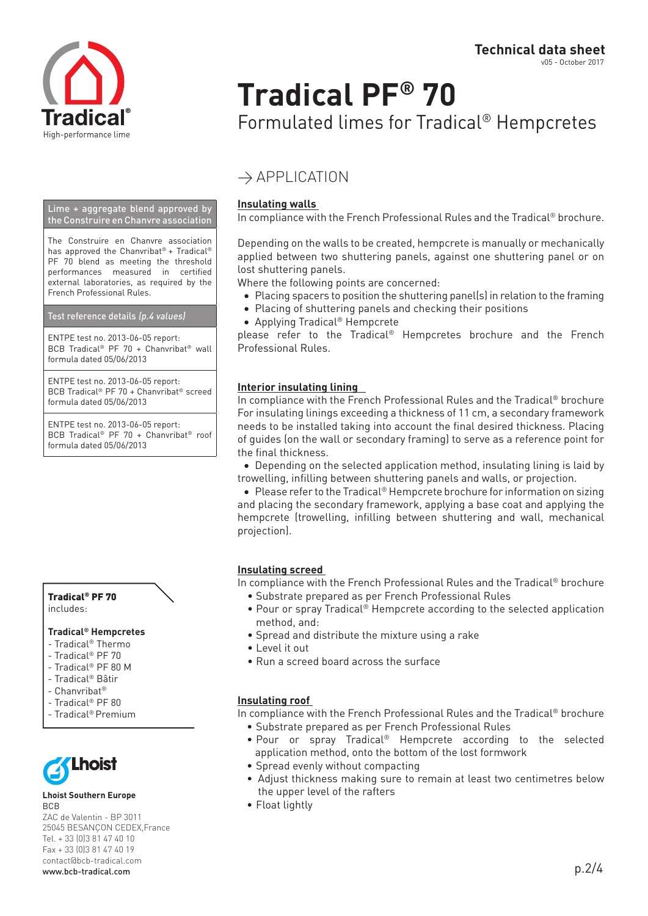Technical data sheet
v05 - October 2017

# Tradical PF® 70

## Formulated limes for Tradical® Hempcretes

Tradical®
High-performance lime

**Lime + aggregate blend approved by the Construire en Chanvre association**

The Construire en Chanvre association has approved the Chanvribat® + Tradical® PF 70 blend as meeting the threshold performances measured in certified external laboratories, as required by the French Professional Rules.

**Test reference details** *(p.4 values)*

ENTPE test no. 2013-06-05 report: BCB Tradical® PF 70 + Chanvribat® wall formula dated 05/06/2013

ENTPE test no. 2013-06-05 report: BCB Tradical® PF 70 + Chanvribat® screed formula dated 05/06/2013

ENTPE test no. 2013-06-05 report: BCB Tradical® PF 70 + Chanvribat® roof formula dated 05/06/2013

## → APPLICATION

### Insulating walls

In compliance with the French Professional Rules and the Tradical® brochure.

Depending on the walls to be created, hempcrete is manually or mechanically applied between two shuttering panels, against one shuttering panel or on lost shuttering panels.
Where the following points are concerned:

- Placing spacers to position the shuttering panel(s) in relation to the framing
- Placing of shuttering panels and checking their positions
- Applying Tradical® Hempcrete

please refer to the Tradical® Hempcretes brochure and the French Professional Rules.

### Interior insulating lining

In compliance with the French Professional Rules and the Tradical® brochure
For insulating linings exceeding a thickness of 11 cm, a secondary framework needs to be installed taking into account the final desired thickness. Placing of guides (on the wall or secondary framing) to serve as a reference point for the final thickness.

- Depending on the selected application method, insulating lining is laid by trowelling, infilling between shuttering panels and walls, or projection.
- Please refer to the Tradical® Hempcrete brochure for information on sizing and placing the secondary framework, applying a base coat and applying the hempcrete (trowelling, infilling between shuttering and wall, mechanical projection).

### Insulating screed

In compliance with the French Professional Rules and the Tradical® brochure

- Substrate prepared as per French Professional Rules
- Pour or spray Tradical® Hempcrete according to the selected application method, and:
- Spread and distribute the mixture using a rake
- Level it out
- Run a screed board across the surface

### Insulating roof

In compliance with the French Professional Rules and the Tradical® brochure

- Substrate prepared as per French Professional Rules
- Pour or spray Tradical® Hempcrete according to the selected application method, onto the bottom of the lost formwork
- Spread evenly without compacting
- Adjust thickness making sure to remain at least two centimetres below the upper level of the rafters
- Float lightly

**Tradical® PF 70**
includes:

**Tradical® Hempcretes**
- Tradical® Thermo
- Tradical® PF 70
- Tradical® PF 80 M
- Tradical® Bâtir
- Chanvribat®
- Tradical® PF 80
- Tradical® Premium

Lhoist

**Lhoist Southern Europe**
BCB
ZAC de Valentin - BP 3011
25045 BESANÇON CEDEX,France
Tel. + 33 (0)3 81 47 40 10
Fax + 33 (0)3 81 47 40 19
contact@bcb-tradical.com
www.bcb-tradical.com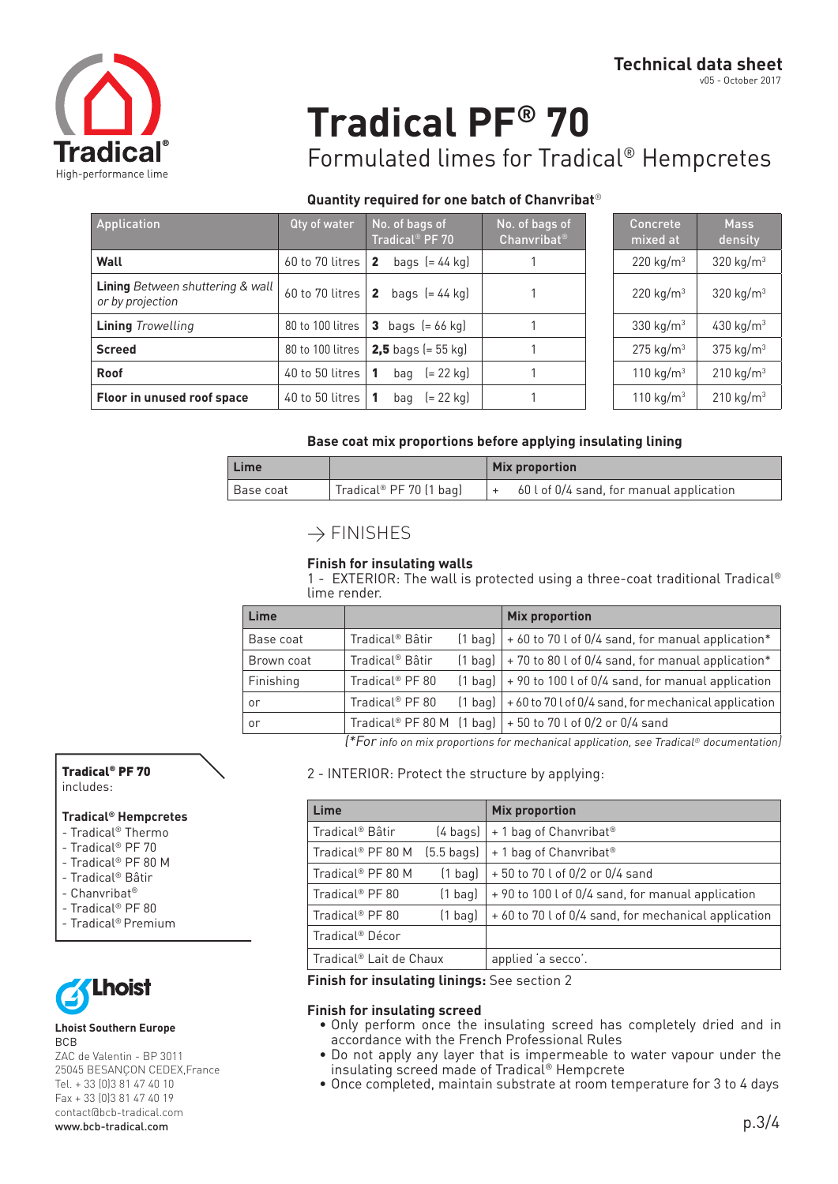Technical data sheet
v05 - October 2017

# Tradical PF® 70

## Formulated limes for Tradical® Hempcretes

### Quantity required for one batch of Chanvribat®

| Application | Qty of water | No. of bags of Tradical® PF 70 | No. of bags of Chanvribat® | Concrete mixed at | Mass density |
|---|---|---|---|---|---|
| **Wall** | 60 to 70 litres | **2** bags (= 44 kg) | 1 | 220 kg/m³ | 320 kg/m³ |
| **Lining** *Between shuttering & wall or by projection* | 60 to 70 litres | **2** bags (= 44 kg) | 1 | 220 kg/m³ | 320 kg/m³ |
| **Lining** *Trowelling* | 80 to 100 litres | **3** bags (= 66 kg) | 1 | 330 kg/m³ | 430 kg/m³ |
| **Screed** | 80 to 100 litres | **2,5** bags (= 55 kg) | 1 | 275 kg/m³ | 375 kg/m³ |
| **Roof** | 40 to 50 litres | **1** bag (= 22 kg) | 1 | 110 kg/m³ | 210 kg/m³ |
| **Floor in unused roof space** | 40 to 50 litres | **1** bag (= 22 kg) | 1 | 110 kg/m³ | 210 kg/m³ |

### Base coat mix proportions before applying insulating lining

| Lime | | Mix proportion |
|---|---|---|
| Base coat | Tradical® PF 70 (1 bag) | + 60 l of 0/4 sand, for manual application |

## → FINISHES

**Finish for insulating walls**

1 - EXTERIOR: The wall is protected using a three-coat traditional Tradical® lime render.

| Lime | | Mix proportion |
|---|---|---|
| Base coat | Tradical® Bâtir (1 bag) | + 60 to 70 l of 0/4 sand, for manual application* |
| Brown coat | Tradical® Bâtir (1 bag) | + 70 to 80 l of 0/4 sand, for manual application* |
| Finishing | Tradical® PF 80 (1 bag) | + 90 to 100 l of 0/4 sand, for manual application |
| or | Tradical® PF 80 (1 bag) | + 60 to 70 l of 0/4 sand, for mechanical application |
| or | Tradical® PF 80 M (1 bag) | + 50 to 70 l of 0/2 or 0/4 sand |

(*For info on mix proportions for mechanical application, see Tradical® documentation)

2 - INTERIOR: Protect the structure by applying:

| Lime | Mix proportion |
|---|---|
| Tradical® Bâtir (4 bags) | + 1 bag of Chanvribat® |
| Tradical® PF 80 M (5.5 bags) | + 1 bag of Chanvribat® |
| Tradical® PF 80 M (1 bag) | + 50 to 70 l of 0/2 or 0/4 sand |
| Tradical® PF 80 (1 bag) | + 90 to 100 l of 0/4 sand, for manual application |
| Tradical® PF 80 (1 bag) | + 60 to 70 l of 0/4 sand, for mechanical application |
| Tradical® Décor | |
| Tradical® Lait de Chaux | applied 'a secco'. |

**Finish for insulating linings:** See section 2

**Finish for insulating screed**

- Only perform once the insulating screed has completely dried and in accordance with the French Professional Rules
- Do not apply any layer that is impermeable to water vapour under the insulating screed made of Tradical® Hempcrete
- Once completed, maintain substrate at room temperature for 3 to 4 days

**Tradical® PF 70** includes:

**Tradical® Hempcretes**
- Tradical® Thermo
- Tradical® PF 70
- Tradical® PF 80 M
- Tradical® Bâtir
- Chanvribat®
- Tradical® PF 80
- Tradical® Premium

**Lhoist Southern Europe**
BCB
ZAC de Valentin - BP 3011
25045 BESANÇON CEDEX,France
Tel. + 33 (0)3 81 47 40 10
Fax + 33 (0)3 81 47 40 19
contact@bcb-tradical.com
www.bcb-tradical.com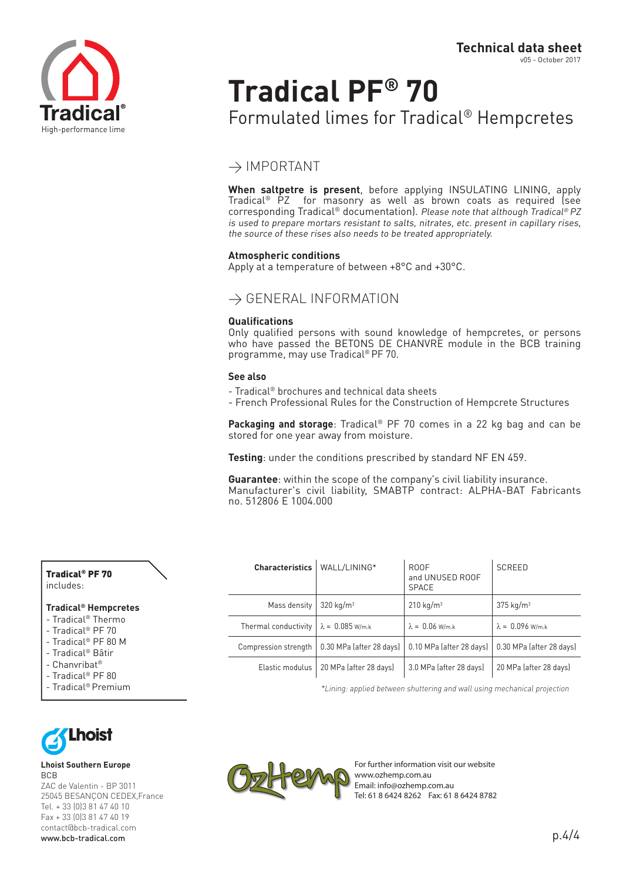**Technical data sheet**
v05 - October 2017

Tradical®
High-performance lime

# Tradical PF® 70

## Formulated limes for Tradical® Hempcretes

## → IMPORTANT

**When saltpetre is present**, before applying INSULATING LINING, apply Tradical® PZ for masonry as well as brown coats as required (see corresponding Tradical® documentation). *Please note that although Tradical® PZ is used to prepare mortars resistant to salts, nitrates, etc. present in capillary rises, the source of these rises also needs to be treated appropriately.*

**Atmospheric conditions**
Apply at a temperature of between +8°C and +30°C.

## → GENERAL INFORMATION

**Qualifications**
Only qualified persons with sound knowledge of hempcretes, or persons who have passed the BETONS DE CHANVRE module in the BCB training programme, may use Tradical® PF 70.

**See also**

- Tradical® brochures and technical data sheets
- French Professional Rules for the Construction of Hempcrete Structures

**Packaging and storage**: Tradical® PF 70 comes in a 22 kg bag and can be stored for one year away from moisture.

**Testing**: under the conditions prescribed by standard NF EN 459.

**Guarantee**: within the scope of the company's civil liability insurance.
Manufacturer's civil liability, SMABTP contract: ALPHA-BAT Fabricants no. 512806 E 1004.000

**Tradical® PF 70** includes:

**Tradical® Hempcretes**

- Tradical® Thermo
- Tradical® PF 70
- Tradical® PF 80 M
- Tradical® Bâtir
- Chanvribat®
- Tradical® PF 80
- Tradical® Premium

| Characteristics | WALL/LINING* | ROOF and UNUSED ROOF SPACE | SCREED |
|---|---|---|---|
| Mass density | 320 kg/m³ | 210 kg/m³ | 375 kg/m³ |
| Thermal conductivity | $\lambda$ = 0.085 W/m.k | $\lambda$ = 0.06 W/m.k | $\lambda$ = 0.096 W/m.k |
| Compression strength | 0.30 MPa (after 28 days) | 0.10 MPa (after 28 days) | 0.30 MPa (after 28 days) |
| Elastic modulus | 20 MPa (after 28 days) | 3.0 MPa (after 28 days) | 20 MPa (after 28 days) |

*\*Lining: applied between shuttering and wall using mechanical projection*

Lhoist

**Lhoist Southern Europe**
BCB
ZAC de Valentin - BP 3011
25045 BESANÇON CEDEX,France
Tel. + 33 (0)3 81 47 40 10
Fax + 33 (0)3 81 47 40 19
contact@bcb-tradical.com
www.bcb-tradical.com

OzHemp

For further information visit our website
www.ozhemp.com.au
Email: info@ozhemp.com.au
Tel: 61 8 6424 8262 Fax: 61 8 6424 8782